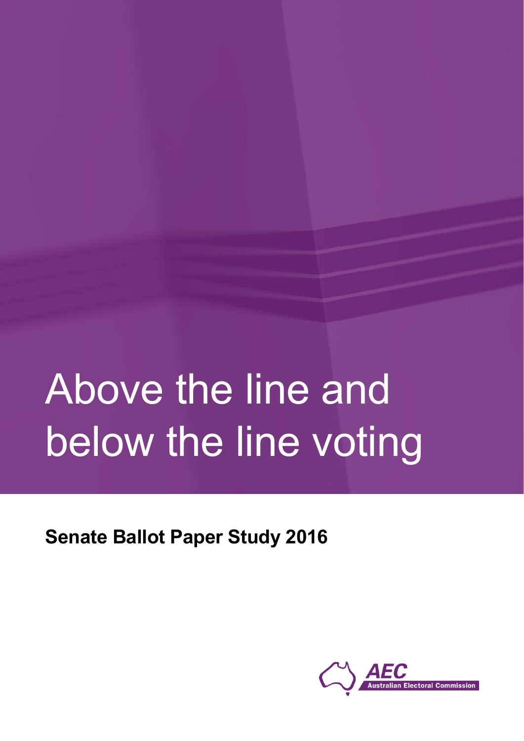# Above the line and below the line voting

## Senate Ballot Paper Study 2016

AEC Australian Electoral Commission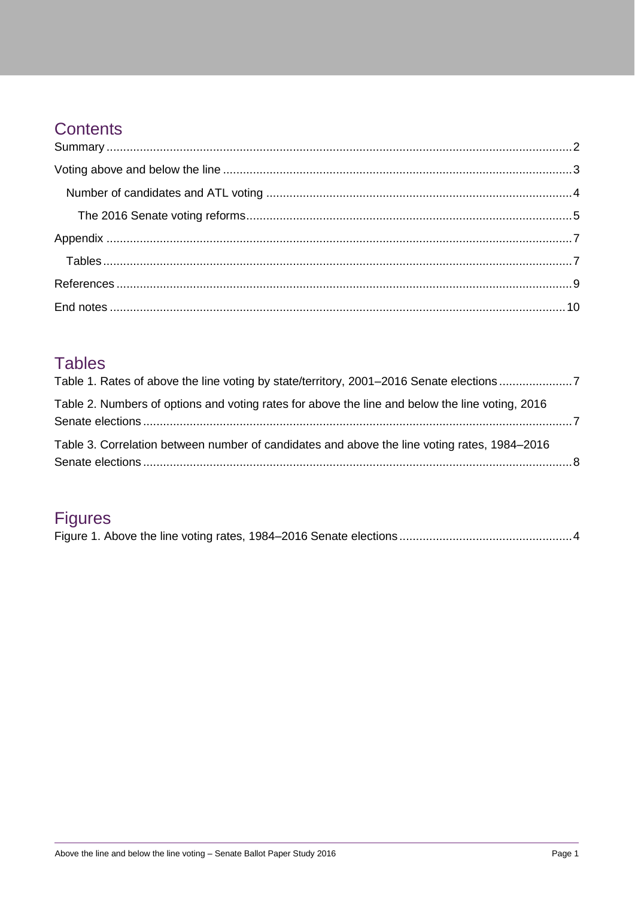## Contents

Summary ....................................................................................................................................2

Voting above and below the line ................................................................................................3

Number of candidates and ATL voting ....................................................................................4

The 2016 Senate voting reforms...........................................................................................5

Appendix ....................................................................................................................................7

Tables ....................................................................................................................................7

References .................................................................................................................................9

End notes .................................................................................................................................10

## Tables

Table 1. Rates of above the line voting by state/territory, 2001–2016 Senate elections ......................7

Table 2. Numbers of options and voting rates for above the line and below the line voting, 2016 Senate elections ..........................................................................................................................7

Table 3. Correlation between number of candidates and above the line voting rates, 1984–2016 Senate elections ..........................................................................................................................8

## Figures

Figure 1. Above the line voting rates, 1984–2016 Senate elections ....................................................4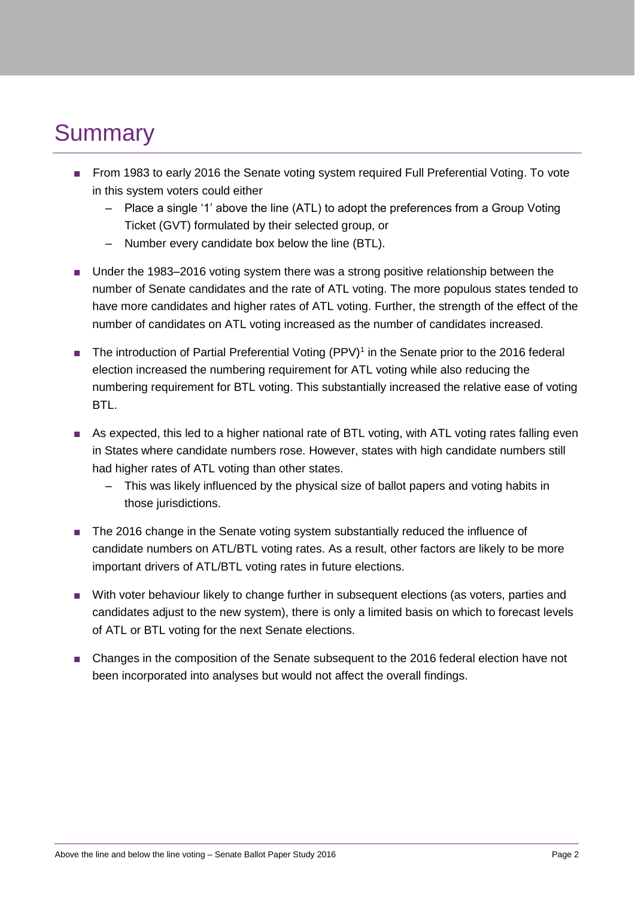# Summary

- From 1983 to early 2016 the Senate voting system required Full Preferential Voting. To vote in this system voters could either
  - Place a single '1' above the line (ATL) to adopt the preferences from a Group Voting Ticket (GVT) formulated by their selected group, or
  - Number every candidate box below the line (BTL).
- Under the 1983–2016 voting system there was a strong positive relationship between the number of Senate candidates and the rate of ATL voting. The more populous states tended to have more candidates and higher rates of ATL voting. Further, the strength of the effect of the number of candidates on ATL voting increased as the number of candidates increased.
- The introduction of Partial Preferential Voting (PPV)[1] in the Senate prior to the 2016 federal election increased the numbering requirement for ATL voting while also reducing the numbering requirement for BTL voting. This substantially increased the relative ease of voting BTL.
- As expected, this led to a higher national rate of BTL voting, with ATL voting rates falling even in States where candidate numbers rose. However, states with high candidate numbers still had higher rates of ATL voting than other states.
  - This was likely influenced by the physical size of ballot papers and voting habits in those jurisdictions.
- The 2016 change in the Senate voting system substantially reduced the influence of candidate numbers on ATL/BTL voting rates. As a result, other factors are likely to be more important drivers of ATL/BTL voting rates in future elections.
- With voter behaviour likely to change further in subsequent elections (as voters, parties and candidates adjust to the new system), there is only a limited basis on which to forecast levels of ATL or BTL voting for the next Senate elections.
- Changes in the composition of the Senate subsequent to the 2016 federal election have not been incorporated into analyses but would not affect the overall findings.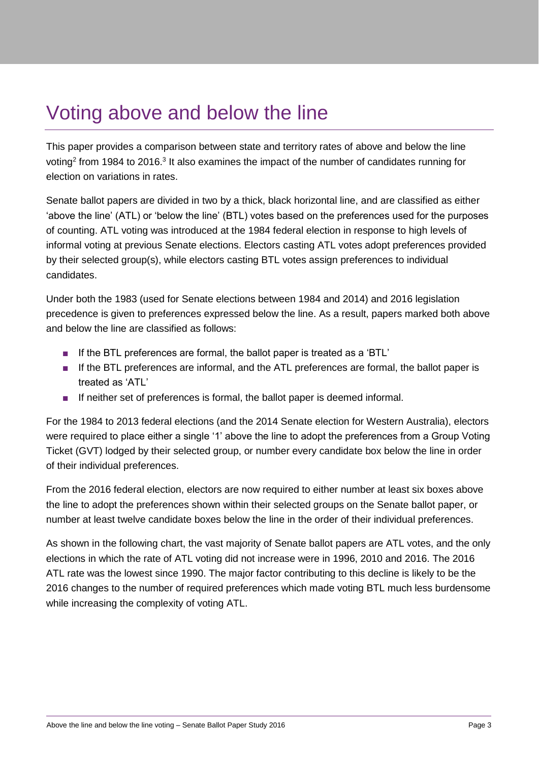# Voting above and below the line

This paper provides a comparison between state and territory rates of above and below the line voting[2] from 1984 to 2016.[3] It also examines the impact of the number of candidates running for election on variations in rates.

Senate ballot papers are divided in two by a thick, black horizontal line, and are classified as either 'above the line' (ATL) or 'below the line' (BTL) votes based on the preferences used for the purposes of counting. ATL voting was introduced at the 1984 federal election in response to high levels of informal voting at previous Senate elections. Electors casting ATL votes adopt preferences provided by their selected group(s), while electors casting BTL votes assign preferences to individual candidates.

Under both the 1983 (used for Senate elections between 1984 and 2014) and 2016 legislation precedence is given to preferences expressed below the line. As a result, papers marked both above and below the line are classified as follows:

- If the BTL preferences are formal, the ballot paper is treated as a 'BTL'
- If the BTL preferences are informal, and the ATL preferences are formal, the ballot paper is treated as 'ATL'
- If neither set of preferences is formal, the ballot paper is deemed informal.

For the 1984 to 2013 federal elections (and the 2014 Senate election for Western Australia), electors were required to place either a single '1' above the line to adopt the preferences from a Group Voting Ticket (GVT) lodged by their selected group, or number every candidate box below the line in order of their individual preferences.

From the 2016 federal election, electors are now required to either number at least six boxes above the line to adopt the preferences shown within their selected groups on the Senate ballot paper, or number at least twelve candidate boxes below the line in the order of their individual preferences.

As shown in the following chart, the vast majority of Senate ballot papers are ATL votes, and the only elections in which the rate of ATL voting did not increase were in 1996, 2010 and 2016. The 2016 ATL rate was the lowest since 1990. The major factor contributing to this decline is likely to be the 2016 changes to the number of required preferences which made voting BTL much less burdensome while increasing the complexity of voting ATL.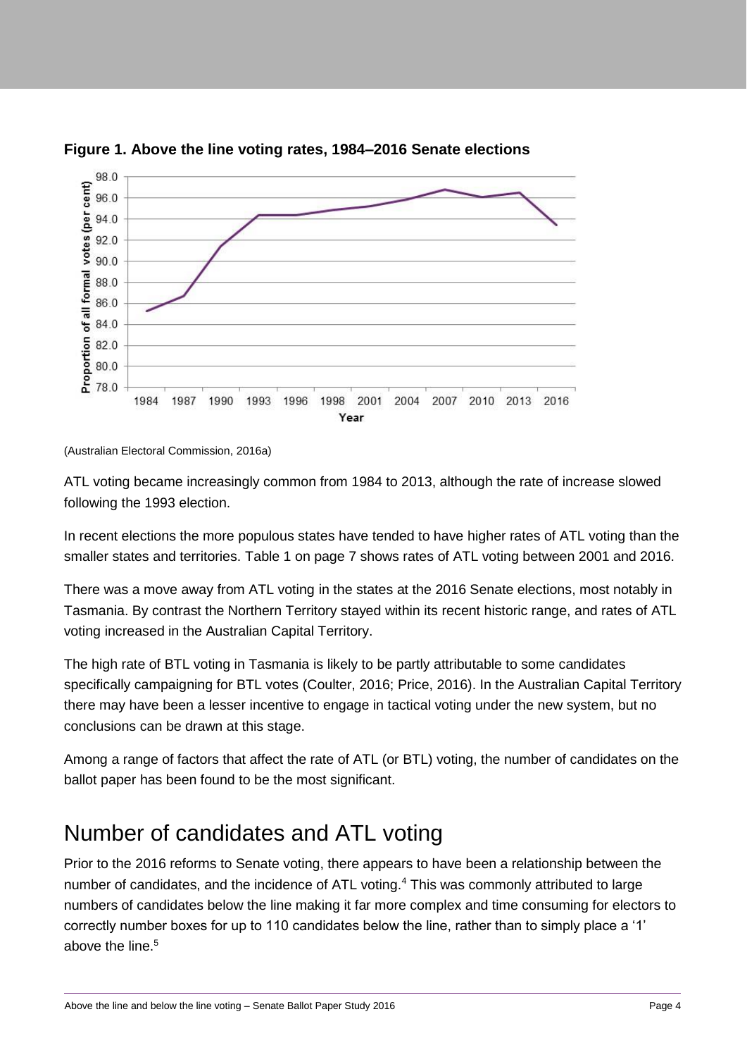**Figure 1. Above the line voting rates, 1984–2016 Senate elections**

(Australian Electoral Commission, 2016a)

ATL voting became increasingly common from 1984 to 2013, although the rate of increase slowed following the 1993 election.

In recent elections the more populous states have tended to have higher rates of ATL voting than the smaller states and territories. Table 1 on page 7 shows rates of ATL voting between 2001 and 2016.

There was a move away from ATL voting in the states at the 2016 Senate elections, most notably in Tasmania. By contrast the Northern Territory stayed within its recent historic range, and rates of ATL voting increased in the Australian Capital Territory.

The high rate of BTL voting in Tasmania is likely to be partly attributable to some candidates specifically campaigning for BTL votes (Coulter, 2016; Price, 2016). In the Australian Capital Territory there may have been a lesser incentive to engage in tactical voting under the new system, but no conclusions can be drawn at this stage.

Among a range of factors that affect the rate of ATL (or BTL) voting, the number of candidates on the ballot paper has been found to be the most significant.

## Number of candidates and ATL voting

Prior to the 2016 reforms to Senate voting, there appears to have been a relationship between the number of candidates, and the incidence of ATL voting.[4] This was commonly attributed to large numbers of candidates below the line making it far more complex and time consuming for electors to correctly number boxes for up to 110 candidates below the line, rather than to simply place a '1' above the line.[5]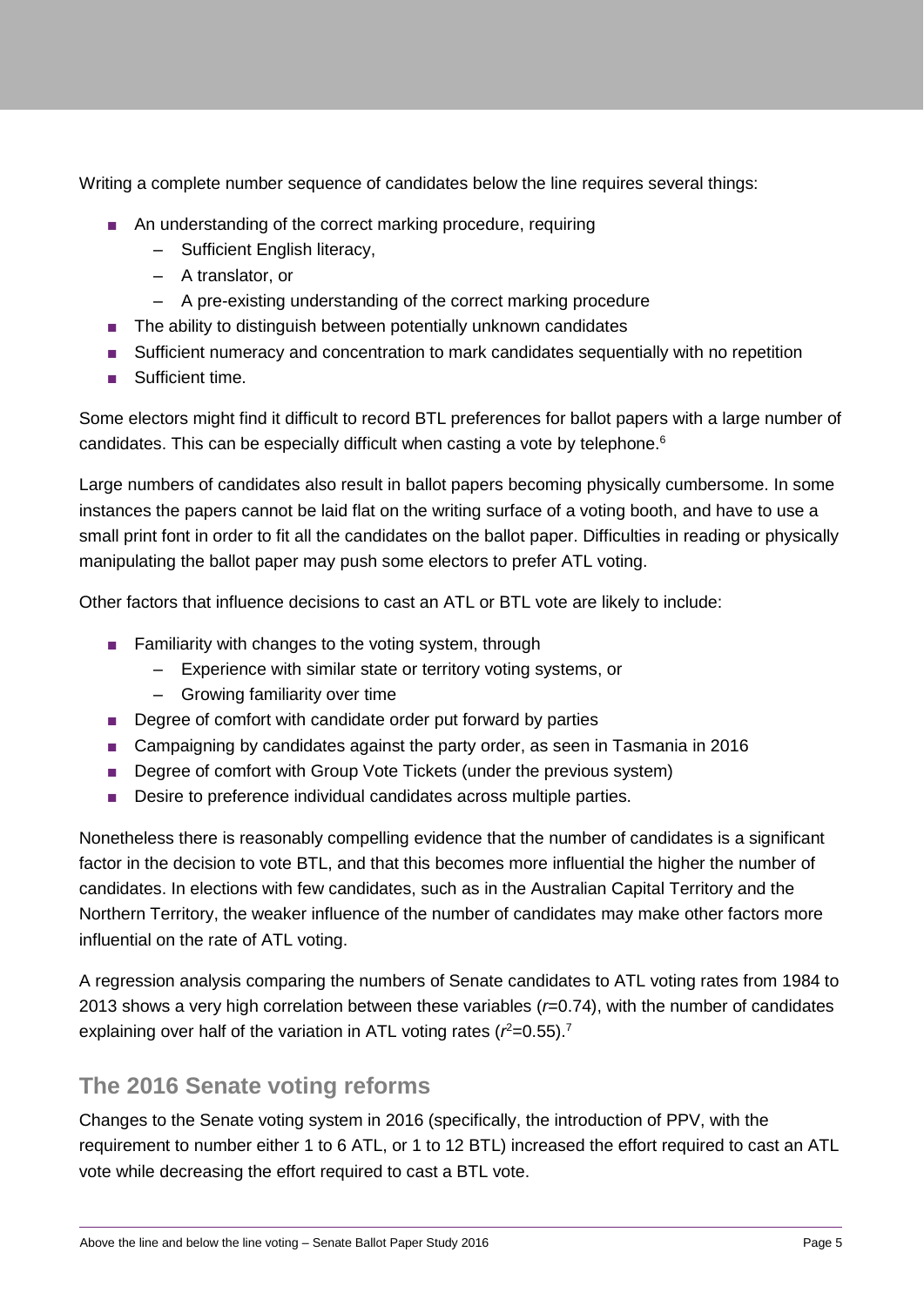Writing a complete number sequence of candidates below the line requires several things:

- An understanding of the correct marking procedure, requiring
  - Sufficient English literacy,
  - A translator, or
  - A pre-existing understanding of the correct marking procedure
- The ability to distinguish between potentially unknown candidates
- Sufficient numeracy and concentration to mark candidates sequentially with no repetition
- Sufficient time.

Some electors might find it difficult to record BTL preferences for ballot papers with a large number of candidates. This can be especially difficult when casting a vote by telephone.[6]

Large numbers of candidates also result in ballot papers becoming physically cumbersome. In some instances the papers cannot be laid flat on the writing surface of a voting booth, and have to use a small print font in order to fit all the candidates on the ballot paper. Difficulties in reading or physically manipulating the ballot paper may push some electors to prefer ATL voting.

Other factors that influence decisions to cast an ATL or BTL vote are likely to include:

- Familiarity with changes to the voting system, through
  - Experience with similar state or territory voting systems, or
  - Growing familiarity over time
- Degree of comfort with candidate order put forward by parties
- Campaigning by candidates against the party order, as seen in Tasmania in 2016
- Degree of comfort with Group Vote Tickets (under the previous system)
- Desire to preference individual candidates across multiple parties.

Nonetheless there is reasonably compelling evidence that the number of candidates is a significant factor in the decision to vote BTL, and that this becomes more influential the higher the number of candidates. In elections with few candidates, such as in the Australian Capital Territory and the Northern Territory, the weaker influence of the number of candidates may make other factors more influential on the rate of ATL voting.

A regression analysis comparing the numbers of Senate candidates to ATL voting rates from 1984 to 2013 shows a very high correlation between these variables ($r$=0.74), with the number of candidates explaining over half of the variation in ATL voting rates ($r^2$=0.55).[7]

## The 2016 Senate voting reforms

Changes to the Senate voting system in 2016 (specifically, the introduction of PPV, with the requirement to number either 1 to 6 ATL, or 1 to 12 BTL) increased the effort required to cast an ATL vote while decreasing the effort required to cast a BTL vote.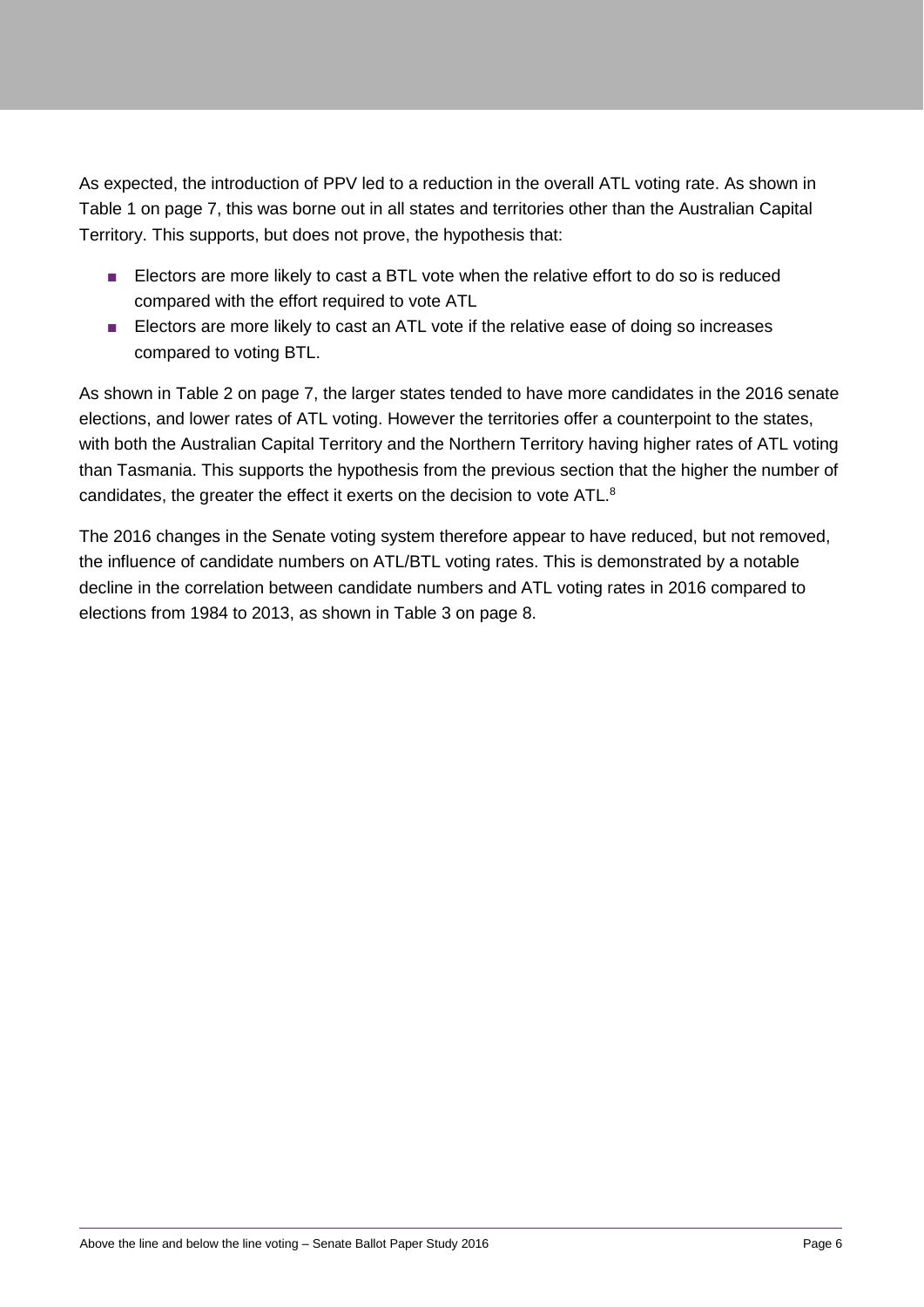As expected, the introduction of PPV led to a reduction in the overall ATL voting rate. As shown in Table 1 on page 7, this was borne out in all states and territories other than the Australian Capital Territory. This supports, but does not prove, the hypothesis that:

- Electors are more likely to cast a BTL vote when the relative effort to do so is reduced compared with the effort required to vote ATL
- Electors are more likely to cast an ATL vote if the relative ease of doing so increases compared to voting BTL.

As shown in Table 2 on page 7, the larger states tended to have more candidates in the 2016 senate elections, and lower rates of ATL voting. However the territories offer a counterpoint to the states, with both the Australian Capital Territory and the Northern Territory having higher rates of ATL voting than Tasmania. This supports the hypothesis from the previous section that the higher the number of candidates, the greater the effect it exerts on the decision to vote ATL.[8]

The 2016 changes in the Senate voting system therefore appear to have reduced, but not removed, the influence of candidate numbers on ATL/BTL voting rates. This is demonstrated by a notable decline in the correlation between candidate numbers and ATL voting rates in 2016 compared to elections from 1984 to 2013, as shown in Table 3 on page 8.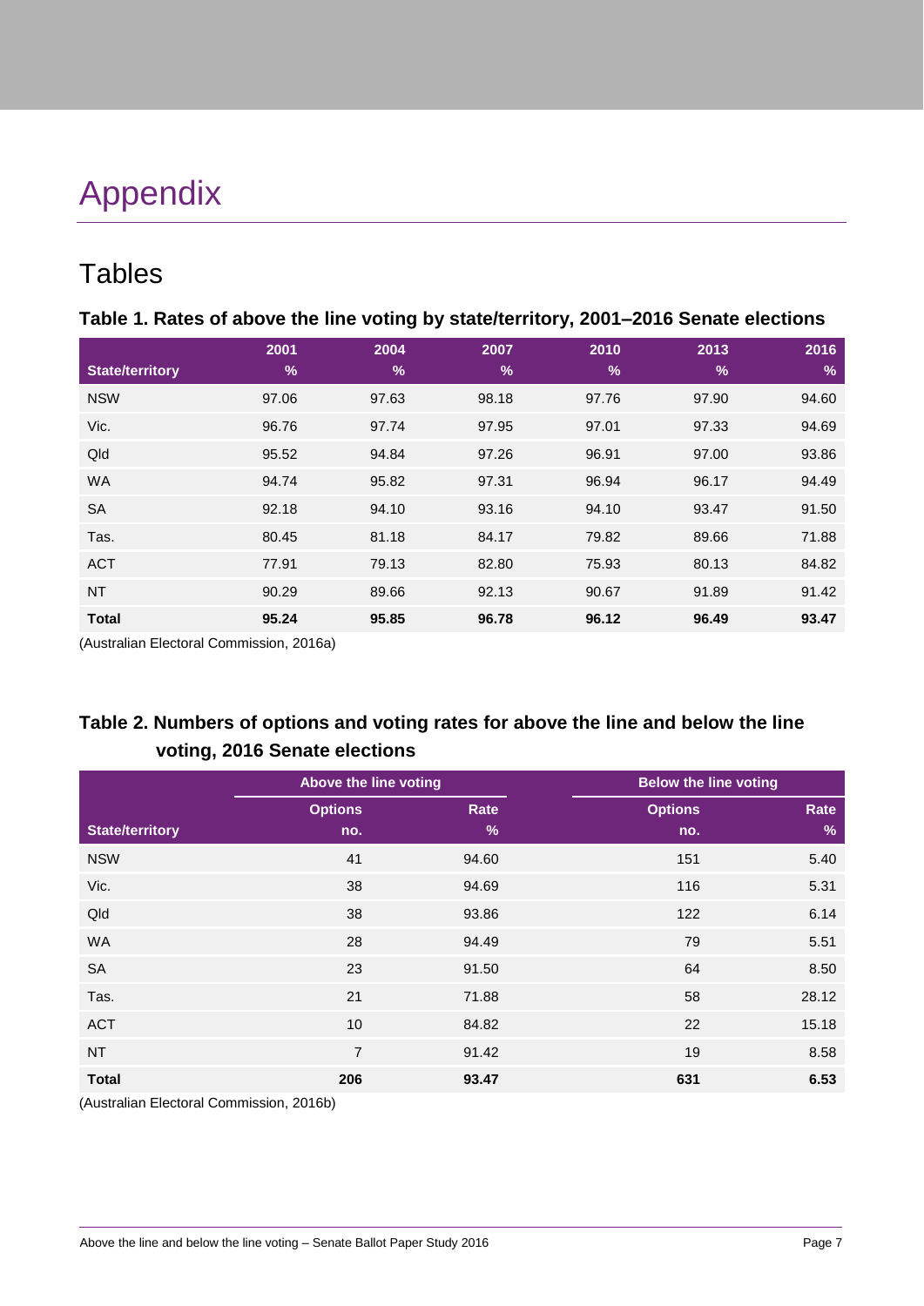# Appendix

## Tables

**Table 1. Rates of above the line voting by state/territory, 2001–2016 Senate elections**

| State/territory | 2001 % | 2004 % | 2007 % | 2010 % | 2013 % | 2016 % |
|---|---|---|---|---|---|---|
| NSW | 97.06 | 97.63 | 98.18 | 97.76 | 97.90 | 94.60 |
| Vic. | 96.76 | 97.74 | 97.95 | 97.01 | 97.33 | 94.69 |
| Qld | 95.52 | 94.84 | 97.26 | 96.91 | 97.00 | 93.86 |
| WA | 94.74 | 95.82 | 97.31 | 96.94 | 96.17 | 94.49 |
| SA | 92.18 | 94.10 | 93.16 | 94.10 | 93.47 | 91.50 |
| Tas. | 80.45 | 81.18 | 84.17 | 79.82 | 89.66 | 71.88 |
| ACT | 77.91 | 79.13 | 82.80 | 75.93 | 80.13 | 84.82 |
| NT | 90.29 | 89.66 | 92.13 | 90.67 | 91.89 | 91.42 |
| **Total** | **95.24** | **95.85** | **96.78** | **96.12** | **96.49** | **93.47** |

(Australian Electoral Commission, 2016a)

**Table 2. Numbers of options and voting rates for above the line and below the line voting, 2016 Senate elections**

| | Above the line voting | | Below the line voting | |
|---|---|---|---|---|
| State/territory | Options no. | Rate % | Options no. | Rate % |
| NSW | 41 | 94.60 | 151 | 5.40 |
| Vic. | 38 | 94.69 | 116 | 5.31 |
| Qld | 38 | 93.86 | 122 | 6.14 |
| WA | 28 | 94.49 | 79 | 5.51 |
| SA | 23 | 91.50 | 64 | 8.50 |
| Tas. | 21 | 71.88 | 58 | 28.12 |
| ACT | 10 | 84.82 | 22 | 15.18 |
| NT | 7 | 91.42 | 19 | 8.58 |
| **Total** | **206** | **93.47** | **631** | **6.53** |

(Australian Electoral Commission, 2016b)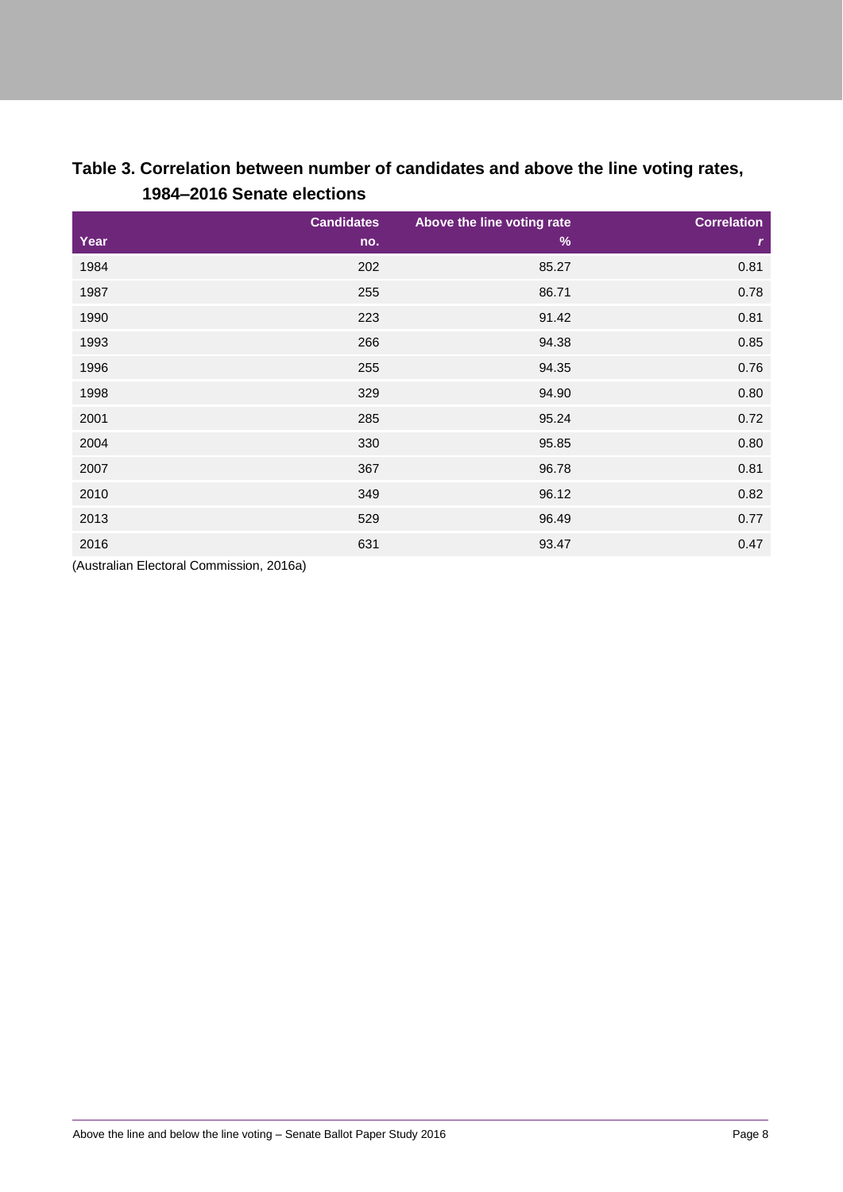**Table 3. Correlation between number of candidates and above the line voting rates, 1984–2016 Senate elections**

| Year | Candidates no. | Above the line voting rate % | Correlation *r* |
|---|---|---|---|
| 1984 | 202 | 85.27 | 0.81 |
| 1987 | 255 | 86.71 | 0.78 |
| 1990 | 223 | 91.42 | 0.81 |
| 1993 | 266 | 94.38 | 0.85 |
| 1996 | 255 | 94.35 | 0.76 |
| 1998 | 329 | 94.90 | 0.80 |
| 2001 | 285 | 95.24 | 0.72 |
| 2004 | 330 | 95.85 | 0.80 |
| 2007 | 367 | 96.78 | 0.81 |
| 2010 | 349 | 96.12 | 0.82 |
| 2013 | 529 | 96.49 | 0.77 |
| 2016 | 631 | 93.47 | 0.47 |

(Australian Electoral Commission, 2016a)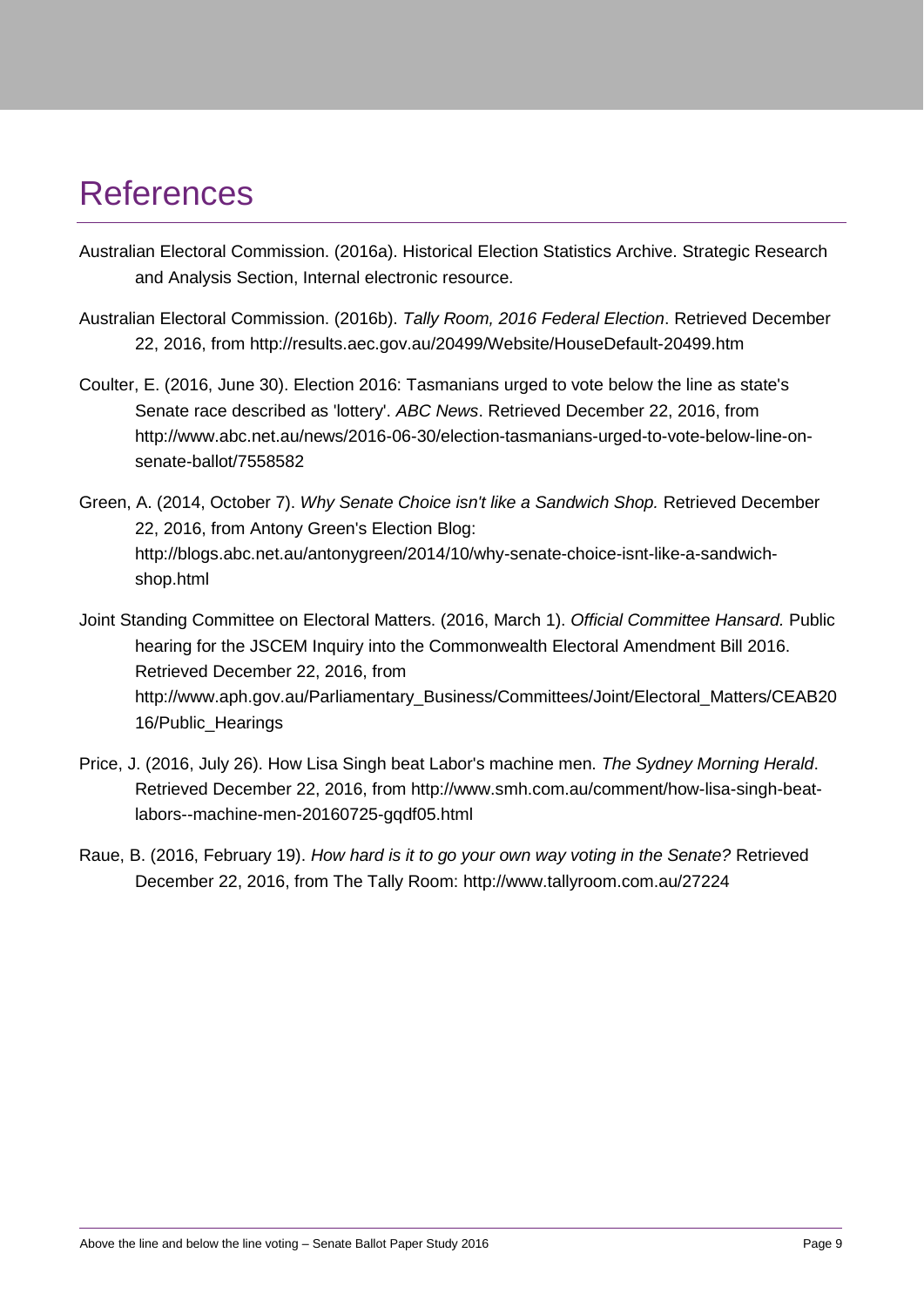# References

Australian Electoral Commission. (2016a). Historical Election Statistics Archive. Strategic Research and Analysis Section, Internal electronic resource.

Australian Electoral Commission. (2016b). *Tally Room, 2016 Federal Election*. Retrieved December 22, 2016, from http://results.aec.gov.au/20499/Website/HouseDefault-20499.htm

Coulter, E. (2016, June 30). Election 2016: Tasmanians urged to vote below the line as state's Senate race described as 'lottery'. *ABC News*. Retrieved December 22, 2016, from http://www.abc.net.au/news/2016-06-30/election-tasmanians-urged-to-vote-below-line-on-senate-ballot/7558582

Green, A. (2014, October 7). *Why Senate Choice isn't like a Sandwich Shop.* Retrieved December 22, 2016, from Antony Green's Election Blog: http://blogs.abc.net.au/antonygreen/2014/10/why-senate-choice-isnt-like-a-sandwich-shop.html

Joint Standing Committee on Electoral Matters. (2016, March 1). *Official Committee Hansard.* Public hearing for the JSCEM Inquiry into the Commonwealth Electoral Amendment Bill 2016. Retrieved December 22, 2016, from http://www.aph.gov.au/Parliamentary_Business/Committees/Joint/Electoral_Matters/CEAB2016/Public_Hearings

Price, J. (2016, July 26). How Lisa Singh beat Labor's machine men. *The Sydney Morning Herald*. Retrieved December 22, 2016, from http://www.smh.com.au/comment/how-lisa-singh-beat-labors--machine-men-20160725-gqdf05.html

Raue, B. (2016, February 19). *How hard is it to go your own way voting in the Senate?* Retrieved December 22, 2016, from The Tally Room: http://www.tallyroom.com.au/27224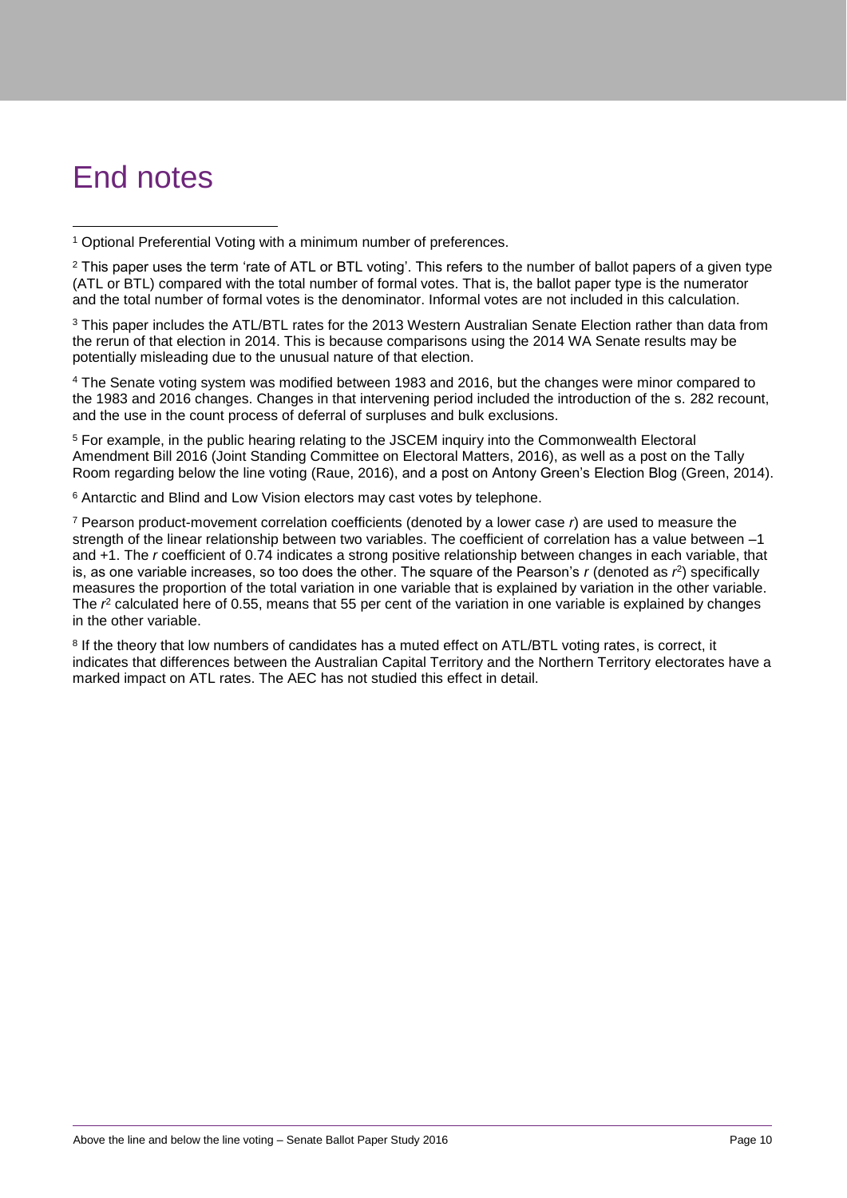# End notes

[1] Optional Preferential Voting with a minimum number of preferences.

[2] This paper uses the term 'rate of ATL or BTL voting'. This refers to the number of ballot papers of a given type (ATL or BTL) compared with the total number of formal votes. That is, the ballot paper type is the numerator and the total number of formal votes is the denominator. Informal votes are not included in this calculation.

[3] This paper includes the ATL/BTL rates for the 2013 Western Australian Senate Election rather than data from the rerun of that election in 2014. This is because comparisons using the 2014 WA Senate results may be potentially misleading due to the unusual nature of that election.

[4] The Senate voting system was modified between 1983 and 2016, but the changes were minor compared to the 1983 and 2016 changes. Changes in that intervening period included the introduction of the s. 282 recount, and the use in the count process of deferral of surpluses and bulk exclusions.

[5] For example, in the public hearing relating to the JSCEM inquiry into the Commonwealth Electoral Amendment Bill 2016 (Joint Standing Committee on Electoral Matters, 2016), as well as a post on the Tally Room regarding below the line voting (Raue, 2016), and a post on Antony Green's Election Blog (Green, 2014).

[6] Antarctic and Blind and Low Vision electors may cast votes by telephone.

[7] Pearson product-movement correlation coefficients (denoted by a lower case $r$) are used to measure the strength of the linear relationship between two variables. The coefficient of correlation has a value between –1 and +1. The $r$ coefficient of 0.74 indicates a strong positive relationship between changes in each variable, that is, as one variable increases, so too does the other. The square of the Pearson's $r$ (denoted as $r^2$) specifically measures the proportion of the total variation in one variable that is explained by variation in the other variable. The $r^2$ calculated here of 0.55, means that 55 per cent of the variation in one variable is explained by changes in the other variable.

[8] If the theory that low numbers of candidates has a muted effect on ATL/BTL voting rates, is correct, it indicates that differences between the Australian Capital Territory and the Northern Territory electorates have a marked impact on ATL rates. The AEC has not studied this effect in detail.